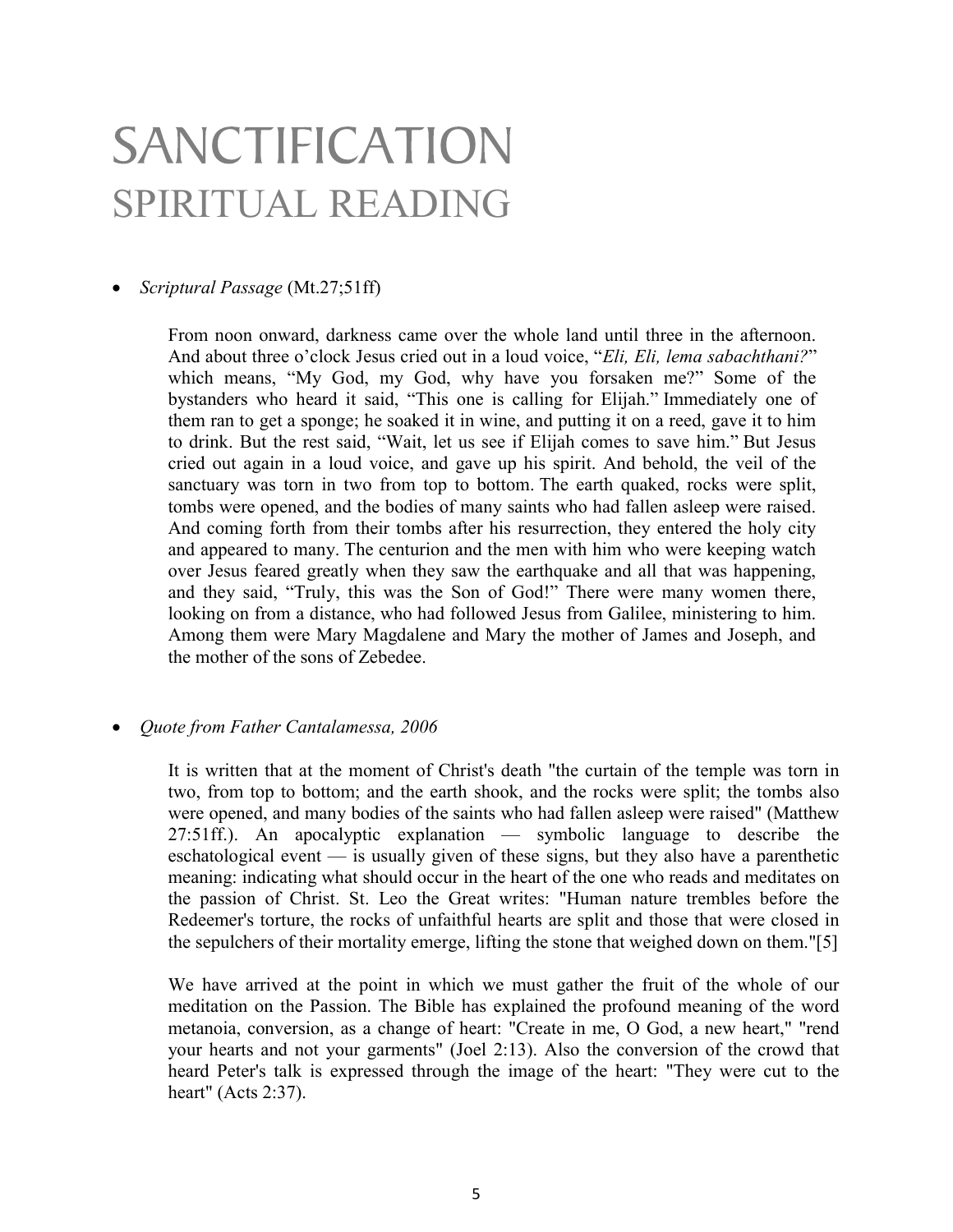# SANCTIFICATION
## SPIRITUAL READING

- *Scriptural Passage* (Mt.27;51ff)

  From noon onward, darkness came over the whole land until three in the afternoon. And about three o'clock Jesus cried out in a loud voice, "*Eli, Eli, lema sabachthani?*" which means, "My God, my God, why have you forsaken me?" Some of the bystanders who heard it said, "This one is calling for Elijah." Immediately one of them ran to get a sponge; he soaked it in wine, and putting it on a reed, gave it to him to drink. But the rest said, "Wait, let us see if Elijah comes to save him." But Jesus cried out again in a loud voice, and gave up his spirit. And behold, the veil of the sanctuary was torn in two from top to bottom. The earth quaked, rocks were split, tombs were opened, and the bodies of many saints who had fallen asleep were raised. And coming forth from their tombs after his resurrection, they entered the holy city and appeared to many. The centurion and the men with him who were keeping watch over Jesus feared greatly when they saw the earthquake and all that was happening, and they said, "Truly, this was the Son of God!" There were many women there, looking on from a distance, who had followed Jesus from Galilee, ministering to him. Among them were Mary Magdalene and Mary the mother of James and Joseph, and the mother of the sons of Zebedee.

- *Quote from Father Cantalamessa, 2006*

  It is written that at the moment of Christ's death "the curtain of the temple was torn in two, from top to bottom; and the earth shook, and the rocks were split; the tombs also were opened, and many bodies of the saints who had fallen asleep were raised" (Matthew 27:51ff.). An apocalyptic explanation — symbolic language to describe the eschatological event — is usually given of these signs, but they also have a parenthetic meaning: indicating what should occur in the heart of the one who reads and meditates on the passion of Christ. St. Leo the Great writes: "Human nature trembles before the Redeemer's torture, the rocks of unfaithful hearts are split and those that were closed in the sepulchers of their mortality emerge, lifting the stone that weighed down on them."[5]

  We have arrived at the point in which we must gather the fruit of the whole of our meditation on the Passion. The Bible has explained the profound meaning of the word metanoia, conversion, as a change of heart: "Create in me, O God, a new heart," "rend your hearts and not your garments" (Joel 2:13). Also the conversion of the crowd that heard Peter's talk is expressed through the image of the heart: "They were cut to the heart" (Acts 2:37).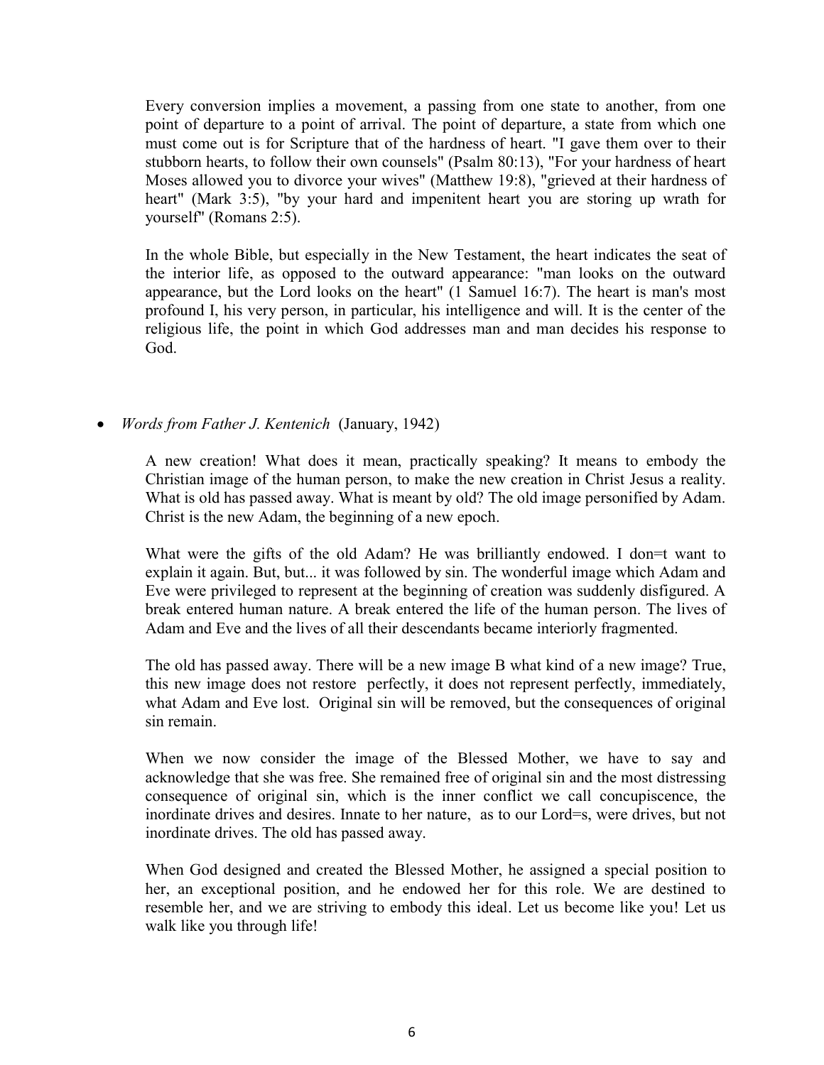Every conversion implies a movement, a passing from one state to another, from one point of departure to a point of arrival. The point of departure, a state from which one must come out is for Scripture that of the hardness of heart. "I gave them over to their stubborn hearts, to follow their own counsels" (Psalm 80:13), "For your hardness of heart Moses allowed you to divorce your wives" (Matthew 19:8), "grieved at their hardness of heart" (Mark 3:5), "by your hard and impenitent heart you are storing up wrath for yourself" (Romans 2:5).

In the whole Bible, but especially in the New Testament, the heart indicates the seat of the interior life, as opposed to the outward appearance: "man looks on the outward appearance, but the Lord looks on the heart" (1 Samuel 16:7). The heart is man's most profound I, his very person, in particular, his intelligence and will. It is the center of the religious life, the point in which God addresses man and man decides his response to God.

- *Words from Father J. Kentenich* (January, 1942)

A new creation! What does it mean, practically speaking? It means to embody the Christian image of the human person, to make the new creation in Christ Jesus a reality. What is old has passed away. What is meant by old? The old image personified by Adam. Christ is the new Adam, the beginning of a new epoch.

What were the gifts of the old Adam? He was brilliantly endowed. I don=t want to explain it again. But, but... it was followed by sin. The wonderful image which Adam and Eve were privileged to represent at the beginning of creation was suddenly disfigured. A break entered human nature. A break entered the life of the human person. The lives of Adam and Eve and the lives of all their descendants became interiorly fragmented.

The old has passed away. There will be a new image B what kind of a new image? True, this new image does not restore perfectly, it does not represent perfectly, immediately, what Adam and Eve lost. Original sin will be removed, but the consequences of original sin remain.

When we now consider the image of the Blessed Mother, we have to say and acknowledge that she was free. She remained free of original sin and the most distressing consequence of original sin, which is the inner conflict we call concupiscence, the inordinate drives and desires. Innate to her nature, as to our Lord=s, were drives, but not inordinate drives. The old has passed away.

When God designed and created the Blessed Mother, he assigned a special position to her, an exceptional position, and he endowed her for this role. We are destined to resemble her, and we are striving to embody this ideal. Let us become like you! Let us walk like you through life!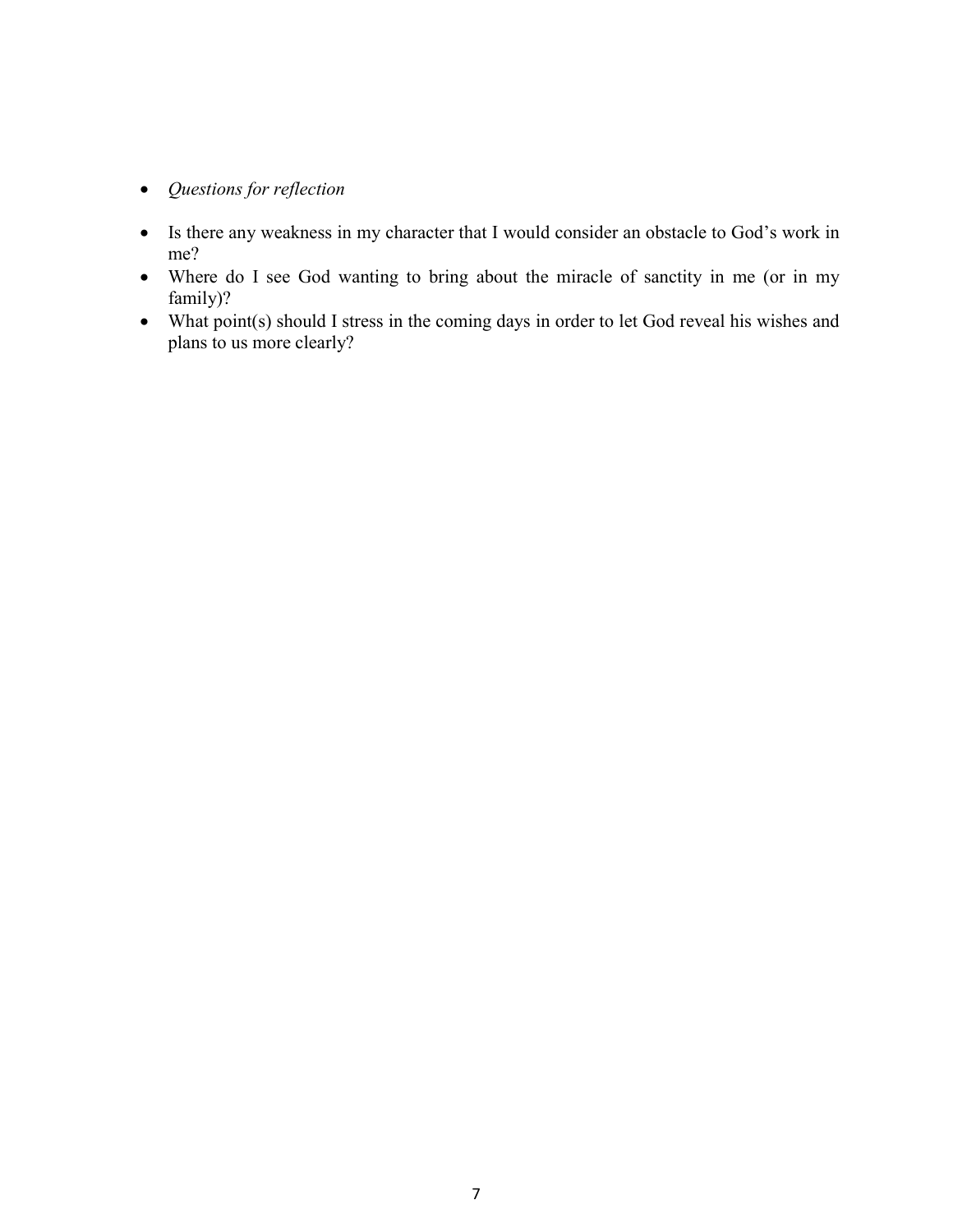- *Questions for reflection*

- Is there any weakness in my character that I would consider an obstacle to God's work in me?
- Where do I see God wanting to bring about the miracle of sanctity in me (or in my family)?
- What point(s) should I stress in the coming days in order to let God reveal his wishes and plans to us more clearly?